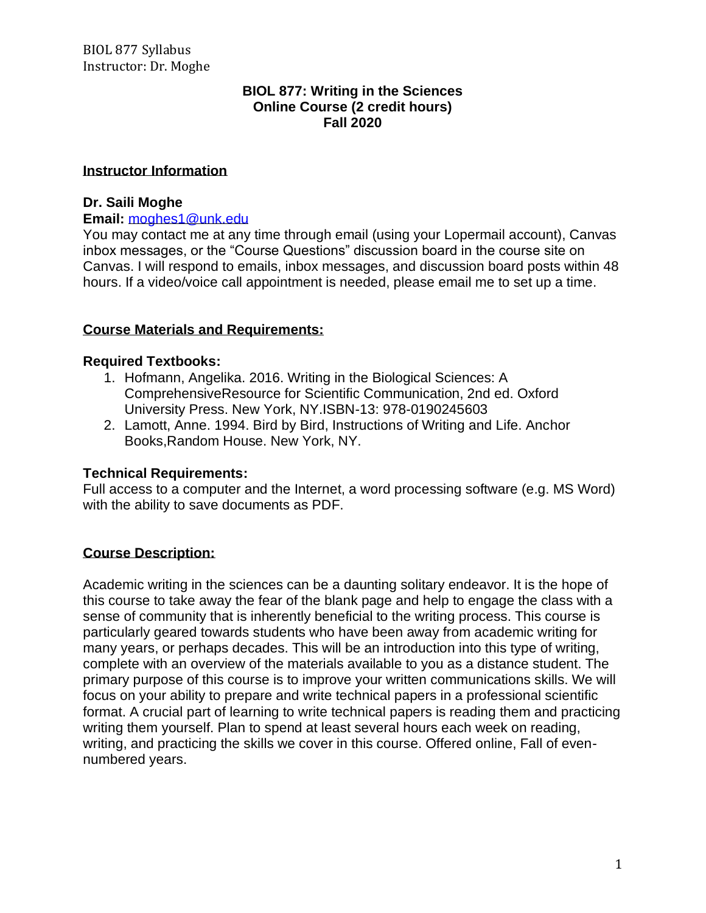# BIOL 877: Writing in the Sciences
## Online Course (2 credit hours)
## Fall 2020

## Instructor Information

**Dr. Saili Moghe**

**Email:** moghes1@unk.edu

You may contact me at any time through email (using your Lopermail account), Canvas inbox messages, or the "Course Questions" discussion board in the course site on Canvas. I will respond to emails, inbox messages, and discussion board posts within 48 hours. If a video/voice call appointment is needed, please email me to set up a time.

## Course Materials and Requirements:

### Required Textbooks:

1. Hofmann, Angelika. 2016. Writing in the Biological Sciences: A ComprehensiveResource for Scientific Communication, 2nd ed. Oxford University Press. New York, NY.ISBN-13: 978-0190245603
2. Lamott, Anne. 1994. Bird by Bird, Instructions of Writing and Life. Anchor Books,Random House. New York, NY.

### Technical Requirements:

Full access to a computer and the Internet, a word processing software (e.g. MS Word) with the ability to save documents as PDF.

## Course Description:

Academic writing in the sciences can be a daunting solitary endeavor. It is the hope of this course to take away the fear of the blank page and help to engage the class with a sense of community that is inherently beneficial to the writing process. This course is particularly geared towards students who have been away from academic writing for many years, or perhaps decades. This will be an introduction into this type of writing, complete with an overview of the materials available to you as a distance student. The primary purpose of this course is to improve your written communications skills. We will focus on your ability to prepare and write technical papers in a professional scientific format. A crucial part of learning to write technical papers is reading them and practicing writing them yourself. Plan to spend at least several hours each week on reading, writing, and practicing the skills we cover in this course. Offered online, Fall of even-numbered years.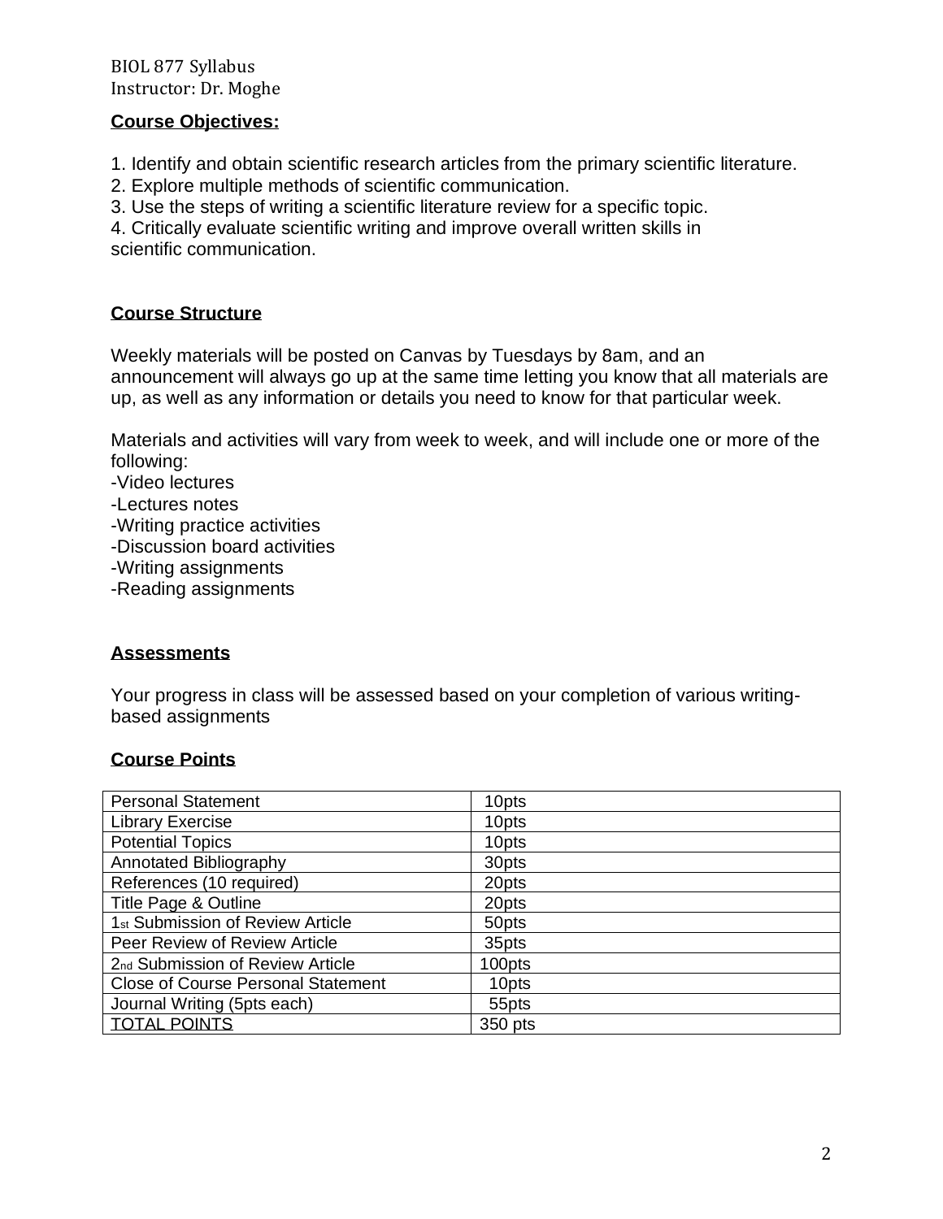## Course Objectives:

1. Identify and obtain scientific research articles from the primary scientific literature.
2. Explore multiple methods of scientific communication.
3. Use the steps of writing a scientific literature review for a specific topic.
4. Critically evaluate scientific writing and improve overall written skills in scientific communication.

## Course Structure

Weekly materials will be posted on Canvas by Tuesdays by 8am, and an announcement will always go up at the same time letting you know that all materials are up, as well as any information or details you need to know for that particular week.

Materials and activities will vary from week to week, and will include one or more of the following:

-Video lectures
-Lectures notes
-Writing practice activities
-Discussion board activities
-Writing assignments
-Reading assignments

## Assessments

Your progress in class will be assessed based on your completion of various writing-based assignments

## Course Points

| | |
|---|---|
| Personal Statement | 10pts |
| Library Exercise | 10pts |
| Potential Topics | 10pts |
| Annotated Bibliography | 30pts |
| References (10 required) | 20pts |
| Title Page & Outline | 20pts |
| 1st Submission of Review Article | 50pts |
| Peer Review of Review Article | 35pts |
| 2nd Submission of Review Article | 100pts |
| Close of Course Personal Statement | 10pts |
| Journal Writing (5pts each) | 55pts |
| TOTAL POINTS | 350 pts |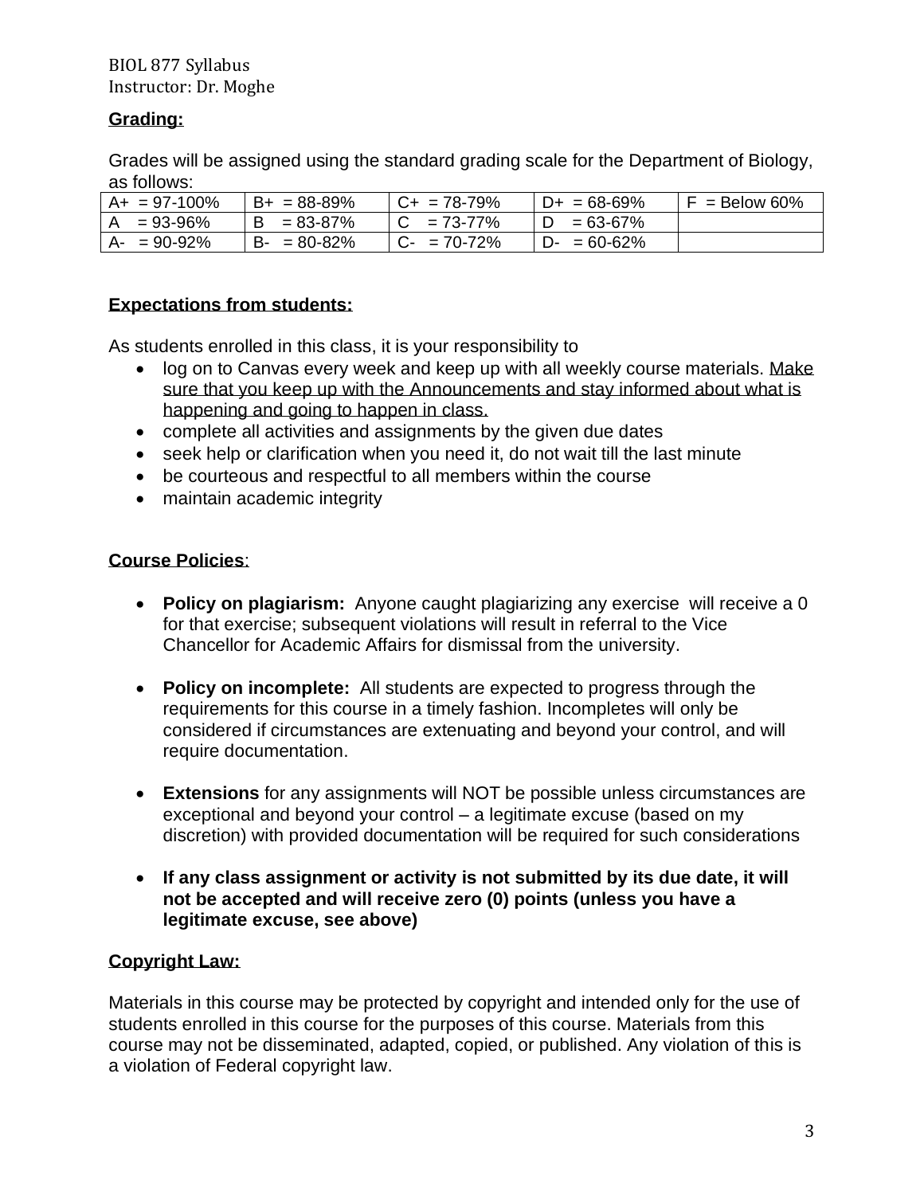## Grading:

Grades will be assigned using the standard grading scale for the Department of Biology, as follows:

| | | | | |
|---|---|---|---|---|
| A+ = 97-100% | B+ = 88-89% | C+ = 78-79% | D+ = 68-69% | F = Below 60% |
| A = 93-96% | B = 83-87% | C = 73-77% | D = 63-67% | |
| A- = 90-92% | B- = 80-82% | C- = 70-72% | D- = 60-62% | |

## Expectations from students:

As students enrolled in this class, it is your responsibility to

- log on to Canvas every week and keep up with all weekly course materials. Make sure that you keep up with the Announcements and stay informed about what is happening and going to happen in class.
- complete all activities and assignments by the given due dates
- seek help or clarification when you need it, do not wait till the last minute
- be courteous and respectful to all members within the course
- maintain academic integrity

## Course Policies:

- **Policy on plagiarism:** Anyone caught plagiarizing any exercise will receive a 0 for that exercise; subsequent violations will result in referral to the Vice Chancellor for Academic Affairs for dismissal from the university.

- **Policy on incomplete:** All students are expected to progress through the requirements for this course in a timely fashion. Incompletes will only be considered if circumstances are extenuating and beyond your control, and will require documentation.

- **Extensions** for any assignments will NOT be possible unless circumstances are exceptional and beyond your control – a legitimate excuse (based on my discretion) with provided documentation will be required for such considerations

- **If any class assignment or activity is not submitted by its due date, it will not be accepted and will receive zero (0) points (unless you have a legitimate excuse, see above)**

## Copyright Law:

Materials in this course may be protected by copyright and intended only for the use of students enrolled in this course for the purposes of this course. Materials from this course may not be disseminated, adapted, copied, or published. Any violation of this is a violation of Federal copyright law.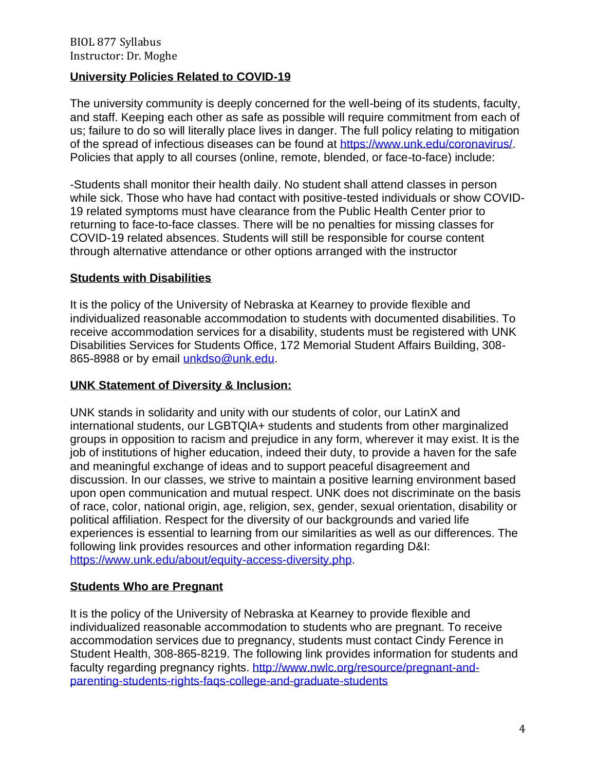## University Policies Related to COVID-19

The university community is deeply concerned for the well-being of its students, faculty, and staff. Keeping each other as safe as possible will require commitment from each of us; failure to do so will literally place lives in danger. The full policy relating to mitigation of the spread of infectious diseases can be found at https://www.unk.edu/coronavirus/. Policies that apply to all courses (online, remote, blended, or face-to-face) include:

-Students shall monitor their health daily. No student shall attend classes in person while sick. Those who have had contact with positive-tested individuals or show COVID-19 related symptoms must have clearance from the Public Health Center prior to returning to face-to-face classes. There will be no penalties for missing classes for COVID-19 related absences. Students will still be responsible for course content through alternative attendance or other options arranged with the instructor

## Students with Disabilities

It is the policy of the University of Nebraska at Kearney to provide flexible and individualized reasonable accommodation to students with documented disabilities. To receive accommodation services for a disability, students must be registered with UNK Disabilities Services for Students Office, 172 Memorial Student Affairs Building, 308-865-8988 or by email unkdso@unk.edu.

## UNK Statement of Diversity & Inclusion:

UNK stands in solidarity and unity with our students of color, our LatinX and international students, our LGBTQIA+ students and students from other marginalized groups in opposition to racism and prejudice in any form, wherever it may exist. It is the job of institutions of higher education, indeed their duty, to provide a haven for the safe and meaningful exchange of ideas and to support peaceful disagreement and discussion. In our classes, we strive to maintain a positive learning environment based upon open communication and mutual respect. UNK does not discriminate on the basis of race, color, national origin, age, religion, sex, gender, sexual orientation, disability or political affiliation. Respect for the diversity of our backgrounds and varied life experiences is essential to learning from our similarities as well as our differences. The following link provides resources and other information regarding D&I: https://www.unk.edu/about/equity-access-diversity.php.

## Students Who are Pregnant

It is the policy of the University of Nebraska at Kearney to provide flexible and individualized reasonable accommodation to students who are pregnant. To receive accommodation services due to pregnancy, students must contact Cindy Ference in Student Health, 308-865-8219. The following link provides information for students and faculty regarding pregnancy rights. http://www.nwlc.org/resource/pregnant-and-parenting-students-rights-faqs-college-and-graduate-students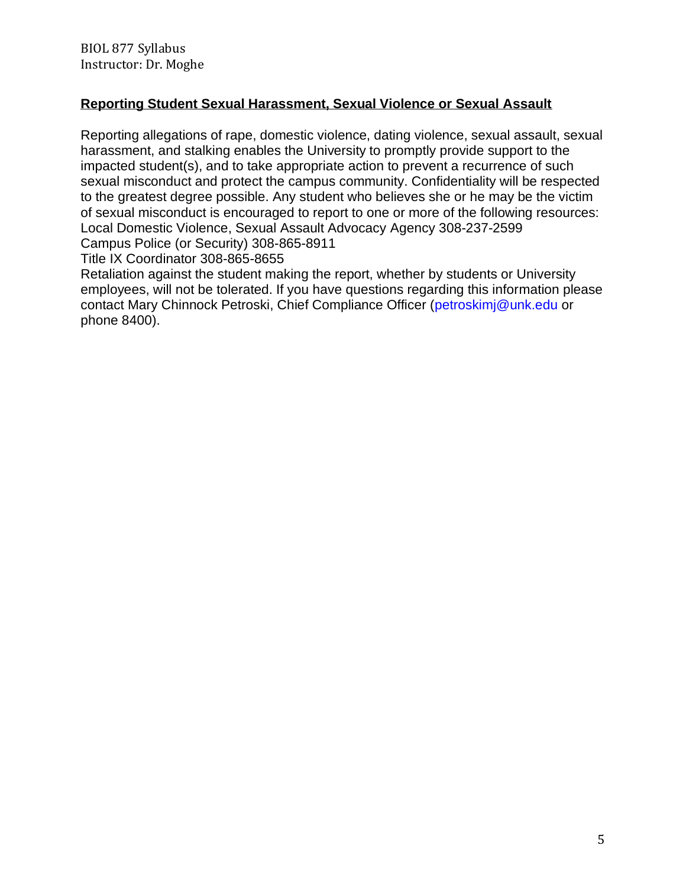## Reporting Student Sexual Harassment, Sexual Violence or Sexual Assault

Reporting allegations of rape, domestic violence, dating violence, sexual assault, sexual harassment, and stalking enables the University to promptly provide support to the impacted student(s), and to take appropriate action to prevent a recurrence of such sexual misconduct and protect the campus community. Confidentiality will be respected to the greatest degree possible. Any student who believes she or he may be the victim of sexual misconduct is encouraged to report to one or more of the following resources:
Local Domestic Violence, Sexual Assault Advocacy Agency 308-237-2599
Campus Police (or Security) 308-865-8911
Title IX Coordinator 308-865-8655
Retaliation against the student making the report, whether by students or University employees, will not be tolerated. If you have questions regarding this information please contact Mary Chinnock Petroski, Chief Compliance Officer (petroskimj@unk.edu or phone 8400).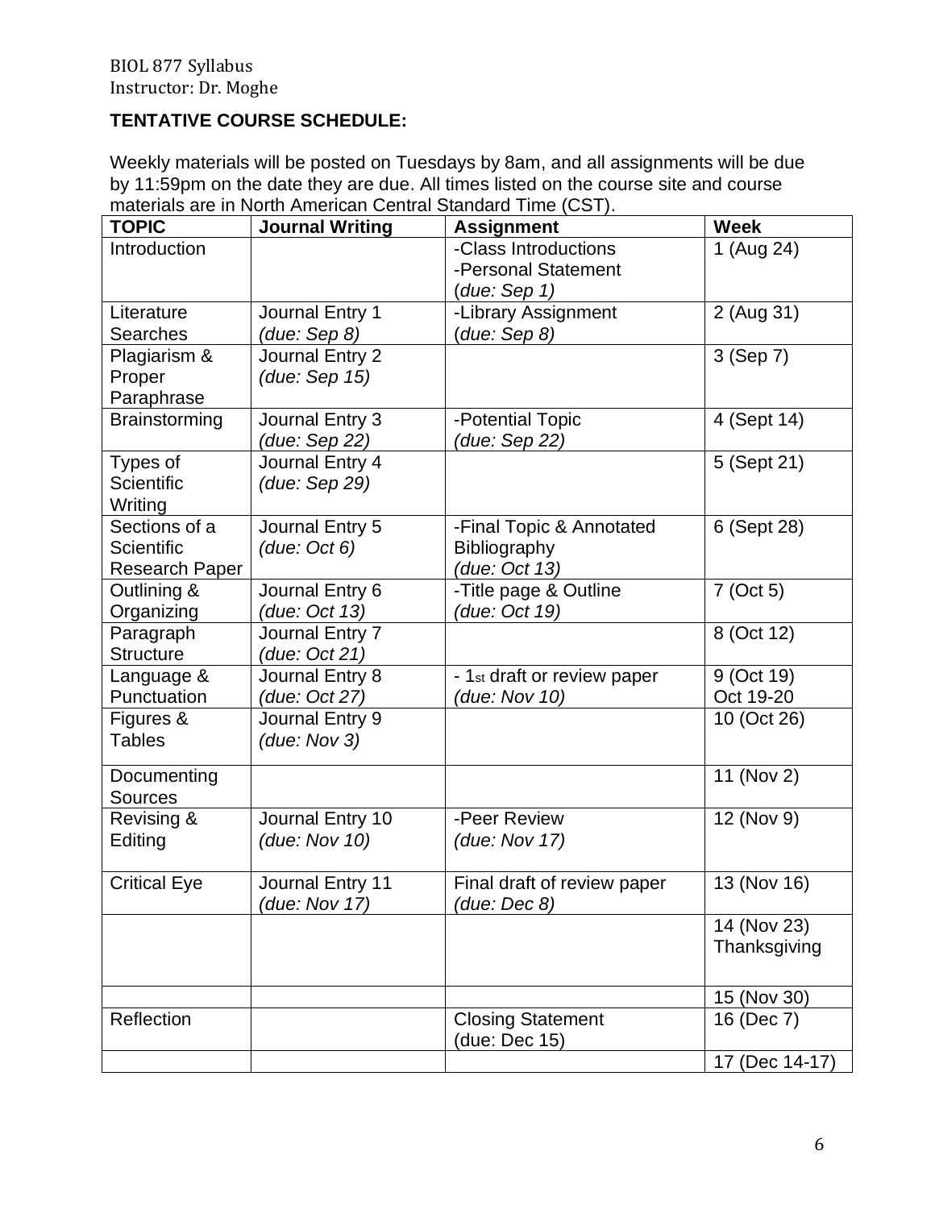BIOL 877 Syllabus
Instructor: Dr. Moghe

**TENTATIVE COURSE SCHEDULE:**

Weekly materials will be posted on Tuesdays by 8am, and all assignments will be due by 11:59pm on the date they are due. All times listed on the course site and course materials are in North American Central Standard Time (CST).

| TOPIC | Journal Writing | Assignment | Week |
|---|---|---|---|
| Introduction | | -Class Introductions<br>-Personal Statement (*due: Sep 1)* | 1 (Aug 24) |
| Literature Searches | Journal Entry 1 *(due: Sep 8)* | -Library Assignment (*due: Sep 8)* | 2 (Aug 31) |
| Plagiarism & Proper Paraphrase | Journal Entry 2 *(due: Sep 15)* | | 3 (Sep 7) |
| Brainstorming | Journal Entry 3 *(due: Sep 22)* | -Potential Topic *(due: Sep 22)* | 4 (Sept 14) |
| Types of Scientific Writing | Journal Entry 4 *(due: Sep 29)* | | 5 (Sept 21) |
| Sections of a Scientific Research Paper | Journal Entry 5 *(due: Oct 6)* | -Final Topic & Annotated Bibliography *(due: Oct 13)* | 6 (Sept 28) |
| Outlining & Organizing | Journal Entry 6 *(due: Oct 13)* | -Title page & Outline *(due: Oct 19)* | 7 (Oct 5) |
| Paragraph Structure | Journal Entry 7 *(due: Oct 21)* | | 8 (Oct 12) |
| Language & Punctuation | Journal Entry 8 *(due: Oct 27)* | - 1st draft or review paper *(due: Nov 10)* | 9 (Oct 19)<br>Oct 19-20 |
| Figures & Tables | Journal Entry 9 *(due: Nov 3)* | | 10 (Oct 26) |
| Documenting Sources | | | 11 (Nov 2) |
| Revising & Editing | Journal Entry 10 *(due: Nov 10)* | -Peer Review *(due: Nov 17)* | 12 (Nov 9) |
| Critical Eye | Journal Entry 11 *(due: Nov 17)* | Final draft of review paper *(due: Dec 8)* | 13 (Nov 16) |
| | | | 14 (Nov 23)<br>Thanksgiving |
| | | | 15 (Nov 30) |
| Reflection | | Closing Statement (due: Dec 15) | 16 (Dec 7) |
| | | | 17 (Dec 14-17) |